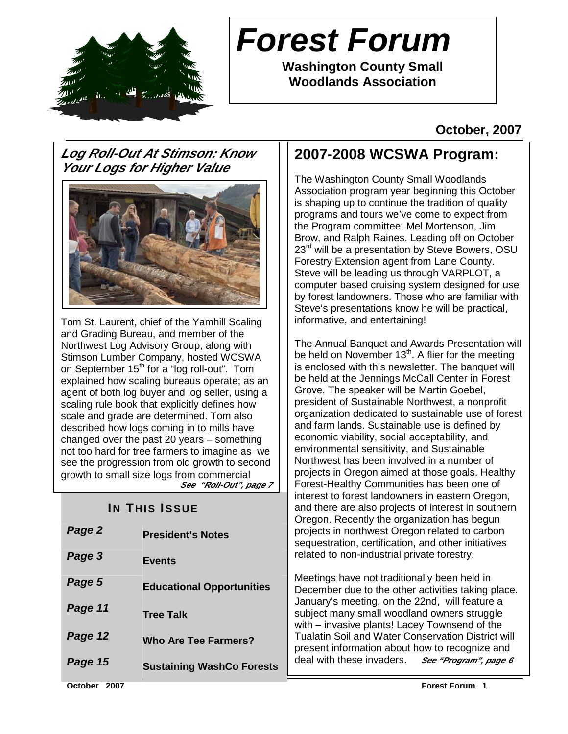# Forest Forum

**Washington County Small Woodlands Association**

**October, 2007**

## *Log Roll-Out At Stimson: Know Your Logs for Higher Value*

Tom St. Laurent, chief of the Yamhill Scaling and Grading Bureau, and member of the Northwest Log Advisory Group, along with Stimson Lumber Company, hosted WCSWA on September 15th for a "log roll-out". Tom explained how scaling bureaus operate; as an agent of both log buyer and log seller, using a scaling rule book that explicitly defines how scale and grade are determined. Tom also described how logs coming in to mills have changed over the past 20 years – something not too hard for tree farmers to imagine as we see the progression from old growth to second growth to small size logs from commercial *See "Roll-Out", page 7*

### IN THIS ISSUE

| | |
|---|---|
| *Page 2* | **President's Notes** |
| *Page 3* | **Events** |
| *Page 5* | **Educational Opportunities** |
| *Page 11* | **Tree Talk** |
| *Page 12* | **Who Are Tee Farmers?** |
| *Page 15* | **Sustaining WashCo Forests** |

## 2007-2008 WCSWA Program:

The Washington County Small Woodlands Association program year beginning this October is shaping up to continue the tradition of quality programs and tours we've come to expect from the Program committee; Mel Mortenson, Jim Brow, and Ralph Raines. Leading off on October 23rd will be a presentation by Steve Bowers, OSU Forestry Extension agent from Lane County. Steve will be leading us through VARPLOT, a computer based cruising system designed for use by forest landowners. Those who are familiar with Steve's presentations know he will be practical, informative, and entertaining!

The Annual Banquet and Awards Presentation will be held on November 13th. A flier for the meeting is enclosed with this newsletter. The banquet will be held at the Jennings McCall Center in Forest Grove. The speaker will be Martin Goebel, president of Sustainable Northwest, a nonprofit organization dedicated to sustainable use of forest and farm lands. Sustainable use is defined by economic viability, social acceptability, and environmental sensitivity, and Sustainable Northwest has been involved in a number of projects in Oregon aimed at those goals. Healthy Forest-Healthy Communities has been one of interest to forest landowners in eastern Oregon, and there are also projects of interest in southern Oregon. Recently the organization has begun projects in northwest Oregon related to carbon sequestration, certification, and other initiatives related to non-industrial private forestry.

Meetings have not traditionally been held in December due to the other activities taking place. January's meeting, on the 22nd, will feature a subject many small woodland owners struggle with – invasive plants! Lacey Townsend of the Tualatin Soil and Water Conservation District will present information about how to recognize and deal with these invaders. *See "Program", page 6*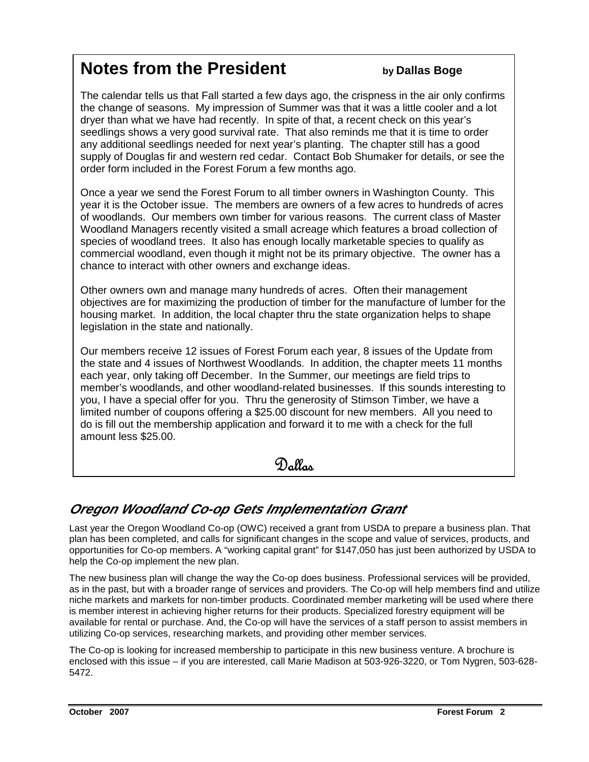## Notes from the President

**by Dallas Boge**

The calendar tells us that Fall started a few days ago, the crispness in the air only confirms the change of seasons. My impression of Summer was that it was a little cooler and a lot dryer than what we have had recently. In spite of that, a recent check on this year's seedlings shows a very good survival rate. That also reminds me that it is time to order any additional seedlings needed for next year's planting. The chapter still has a good supply of Douglas fir and western red cedar. Contact Bob Shumaker for details, or see the order form included in the Forest Forum a few months ago.

Once a year we send the Forest Forum to all timber owners in Washington County. This year it is the October issue. The members are owners of a few acres to hundreds of acres of woodlands. Our members own timber for various reasons. The current class of Master Woodland Managers recently visited a small acreage which features a broad collection of species of woodland trees. It also has enough locally marketable species to qualify as commercial woodland, even though it might not be its primary objective. The owner has a chance to interact with other owners and exchange ideas.

Other owners own and manage many hundreds of acres. Often their management objectives are for maximizing the production of timber for the manufacture of lumber for the housing market. In addition, the local chapter thru the state organization helps to shape legislation in the state and nationally.

Our members receive 12 issues of Forest Forum each year, 8 issues of the Update from the state and 4 issues of Northwest Woodlands. In addition, the chapter meets 11 months each year, only taking off December. In the Summer, our meetings are field trips to member's woodlands, and other woodland-related businesses. If this sounds interesting to you, I have a special offer for you. Thru the generosity of Stimson Timber, we have a limited number of coupons offering a \$25.00 discount for new members. All you need to do is fill out the membership application and forward it to me with a check for the full amount less \$25.00.

Dallas

## *Oregon Woodland Co-op Gets Implementation Grant*

Last year the Oregon Woodland Co-op (OWC) received a grant from USDA to prepare a business plan. That plan has been completed, and calls for significant changes in the scope and value of services, products, and opportunities for Co-op members. A "working capital grant" for \$147,050 has just been authorized by USDA to help the Co-op implement the new plan.

The new business plan will change the way the Co-op does business. Professional services will be provided, as in the past, but with a broader range of services and providers. The Co-op will help members find and utilize niche markets and markets for non-timber products. Coordinated member marketing will be used where there is member interest in achieving higher returns for their products. Specialized forestry equipment will be available for rental or purchase. And, the Co-op will have the services of a staff person to assist members in utilizing Co-op services, researching markets, and providing other member services.

The Co-op is looking for increased membership to participate in this new business venture. A brochure is enclosed with this issue – if you are interested, call Marie Madison at 503-926-3220, or Tom Nygren, 503-628-5472.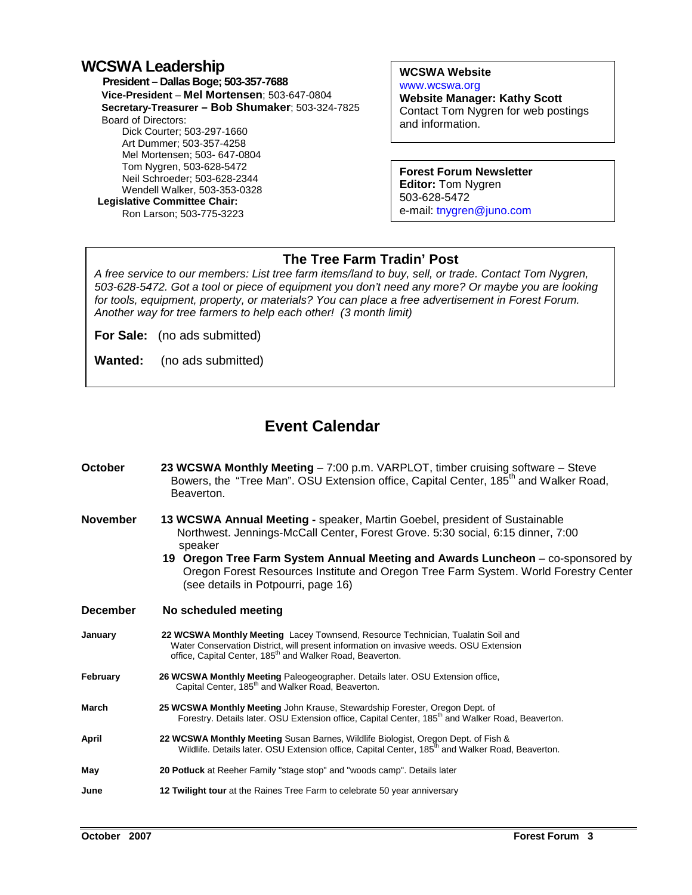## WCSWA Leadership

**President – Dallas Boge; 503-357-7688**
**Vice-President** – **Mel Mortensen**; 503-647-0804
**Secretary-Treasurer – Bob Shumaker**; 503-324-7825
Board of Directors:
- Dick Courter; 503-297-1660
- Art Dummer; 503-357-4258
- Mel Mortensen; 503- 647-0804
- Tom Nygren, 503-628-5472
- Neil Schroeder; 503-628-2344
- Wendell Walker, 503-353-0328

**Legislative Committee Chair:**
Ron Larson; 503-775-3223

**WCSWA Website**
www.wcswa.org
**Website Manager: Kathy Scott**
Contact Tom Nygren for web postings and information.

**Forest Forum Newsletter**
**Editor:** Tom Nygren
503-628-5472
e-mail: tnygren@juno.com

### The Tree Farm Tradin' Post

*A free service to our members: List tree farm items/land to buy, sell, or trade. Contact Tom Nygren, 503-628-5472. Got a tool or piece of equipment you don't need any more? Or maybe you are looking for tools, equipment, property, or materials? You can place a free advertisement in Forest Forum. Another way for tree farmers to help each other! (3 month limit)*

**For Sale:** (no ads submitted)

**Wanted:** (no ads submitted)

## Event Calendar

**October**
**23 WCSWA Monthly Meeting** – 7:00 p.m. VARPLOT, timber cruising software – Steve Bowers, the "Tree Man". OSU Extension office, Capital Center, 185th and Walker Road, Beaverton.

**November**
**13 WCSWA Annual Meeting -** speaker, Martin Goebel, president of Sustainable Northwest. Jennings-McCall Center, Forest Grove. 5:30 social, 6:15 dinner, 7:00 speaker
**19 Oregon Tree Farm System Annual Meeting and Awards Luncheon** – co-sponsored by Oregon Forest Resources Institute and Oregon Tree Farm System. World Forestry Center (see details in Potpourri, page 16)

**December**
**No scheduled meeting**

**January**
**22 WCSWA Monthly Meeting** Lacey Townsend, Resource Technician, Tualatin Soil and Water Conservation District, will present information on invasive weeds. OSU Extension office, Capital Center, 185th and Walker Road, Beaverton.

**February**
**26 WCSWA Monthly Meeting** Paleogeographer. Details later. OSU Extension office, Capital Center, 185th and Walker Road, Beaverton.

**March**
**25 WCSWA Monthly Meeting** John Krause, Stewardship Forester, Oregon Dept. of Forestry. Details later. OSU Extension office, Capital Center, 185th and Walker Road, Beaverton.

**April**
**22 WCSWA Monthly Meeting** Susan Barnes, Wildlife Biologist, Oregon Dept. of Fish & Wildlife. Details later. OSU Extension office, Capital Center, 185th and Walker Road, Beaverton.

**May**
**20 Potluck** at Reeher Family "stage stop" and "woods camp". Details later

**June**
**12 Twilight tour** at the Raines Tree Farm to celebrate 50 year anniversary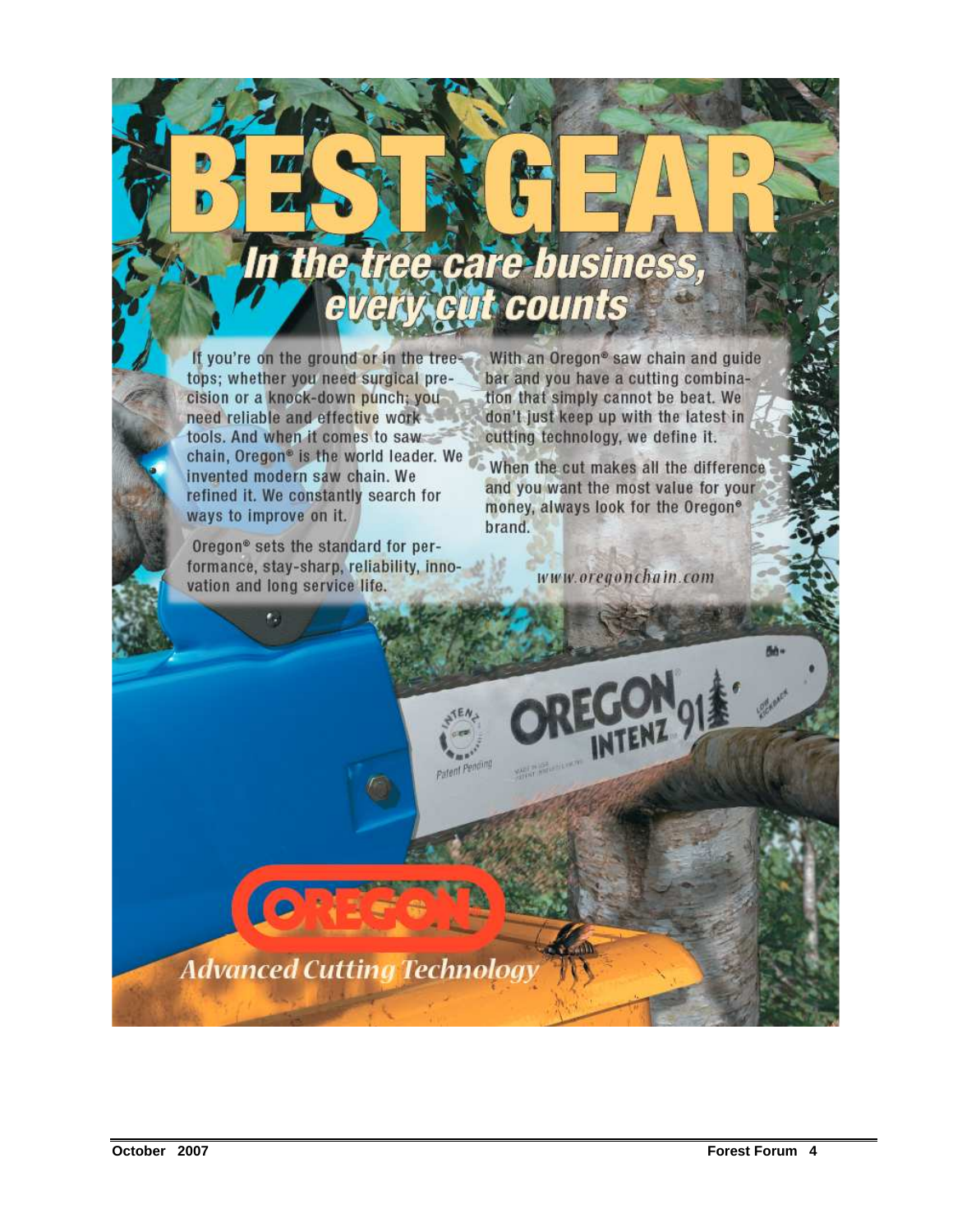# BEST GEAR

## In the tree care business, every cut counts

If you're on the ground or in the treetops; whether you need surgical precision or a knock-down punch; you need reliable and effective work tools. And when it comes to saw chain, Oregon® is the world leader. We invented modern saw chain. We refined it. We constantly search for ways to improve on it.

Oregon® sets the standard for performance, stay-sharp, reliability, innovation and long service life.

With an Oregon® saw chain and guide bar and you have a cutting combination that simply cannot be beat. We don't just keep up with the latest in cutting technology, we define it.

When the cut makes all the difference and you want the most value for your money, always look for the Oregon® brand.

*www.oregonchain.com*

OREGON INTENZ 91

Patent Pending

LOW KICKBACK

OREGON

*Advanced Cutting Technology*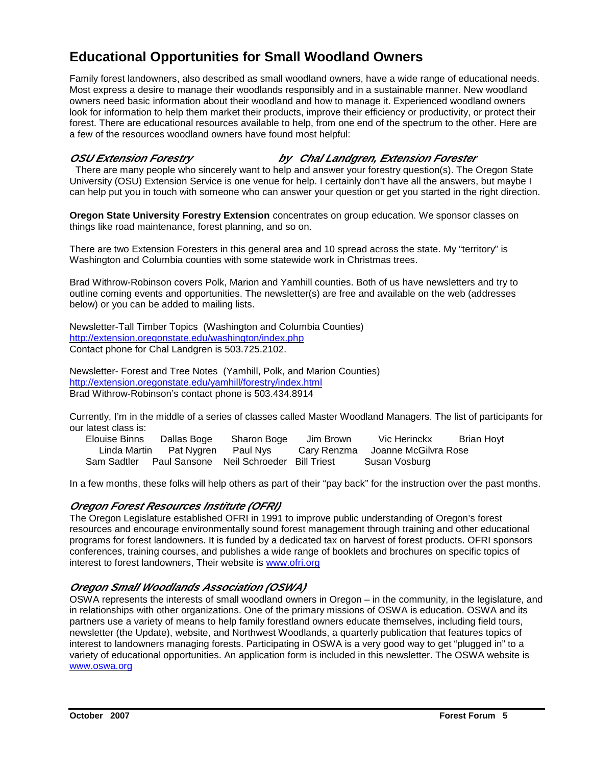# Educational Opportunities for Small Woodland Owners

Family forest landowners, also described as small woodland owners, have a wide range of educational needs. Most express a desire to manage their woodlands responsibly and in a sustainable manner. New woodland owners need basic information about their woodland and how to manage it. Experienced woodland owners look for information to help them market their products, improve their efficiency or productivity, or protect their forest. There are educational resources available to help, from one end of the spectrum to the other. Here are a few of the resources woodland owners have found most helpful:

### *OSU Extension Forestry* — *by Chal Landgren, Extension Forester*

There are many people who sincerely want to help and answer your forestry question(s). The Oregon State University (OSU) Extension Service is one venue for help. I certainly don't have all the answers, but maybe I can help put you in touch with someone who can answer your question or get you started in the right direction.

**Oregon State University Forestry Extension** concentrates on group education. We sponsor classes on things like road maintenance, forest planning, and so on.

There are two Extension Foresters in this general area and 10 spread across the state. My "territory" is Washington and Columbia counties with some statewide work in Christmas trees.

Brad Withrow-Robinson covers Polk, Marion and Yamhill counties. Both of us have newsletters and try to outline coming events and opportunities. The newsletter(s) are free and available on the web (addresses below) or you can be added to mailing lists.

Newsletter-Tall Timber Topics (Washington and Columbia Counties)
http://extension.oregonstate.edu/washington/index.php
Contact phone for Chal Landgren is 503.725.2102.

Newsletter- Forest and Tree Notes (Yamhill, Polk, and Marion Counties)
http://extension.oregonstate.edu/yamhill/forestry/index.html
Brad Withrow-Robinson's contact phone is 503.434.8914

Currently, I'm in the middle of a series of classes called Master Woodland Managers. The list of participants for our latest class is:

Elouise Binns, Dallas Boge, Sharon Boge, Jim Brown, Vic Herinckx, Brian Hoyt,
Linda Martin, Pat Nygren, Paul Nys, Cary Renzma, Joanne McGilvra Rose,
Sam Sadtler, Paul Sansone, Neil Schroeder, Bill Triest, Susan Vosburg

In a few months, these folks will help others as part of their "pay back" for the instruction over the past months.

### *Oregon Forest Resources Institute (OFRI)*

The Oregon Legislature established OFRI in 1991 to improve public understanding of Oregon's forest resources and encourage environmentally sound forest management through training and other educational programs for forest landowners. It is funded by a dedicated tax on harvest of forest products. OFRI sponsors conferences, training courses, and publishes a wide range of booklets and brochures on specific topics of interest to forest landowners, Their website is www.ofri.org

### *Oregon Small Woodlands Association (OSWA)*

OSWA represents the interests of small woodland owners in Oregon – in the community, in the legislature, and in relationships with other organizations. One of the primary missions of OSWA is education. OSWA and its partners use a variety of means to help family forestland owners educate themselves, including field tours, newsletter (the Update), website, and Northwest Woodlands, a quarterly publication that features topics of interest to landowners managing forests. Participating in OSWA is a very good way to get "plugged in" to a variety of educational opportunities. An application form is included in this newsletter. The OSWA website is www.oswa.org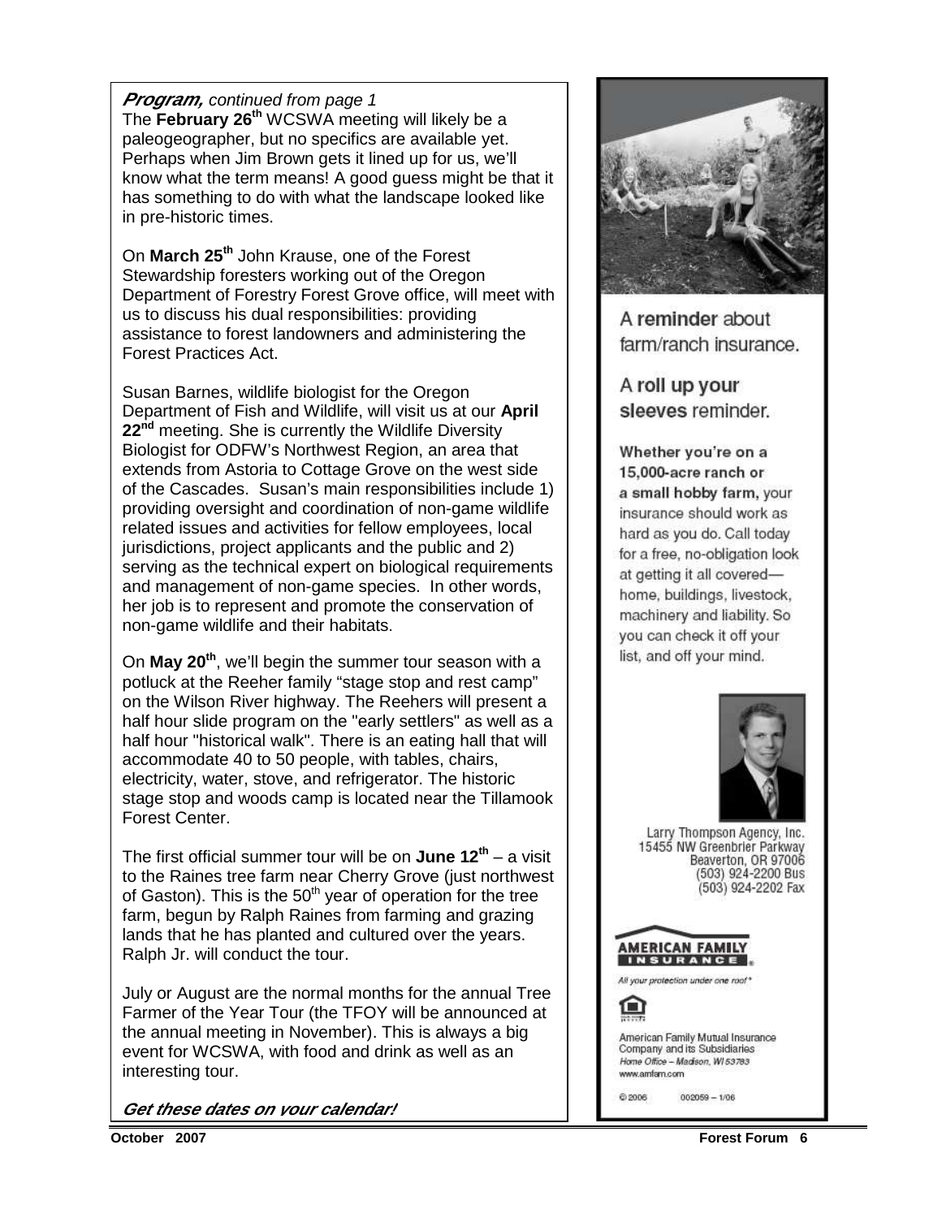***Program,*** *continued from page 1*

The **February 26th** WCSWA meeting will likely be a paleogeographer, but no specifics are available yet. Perhaps when Jim Brown gets it lined up for us, we'll know what the term means! A good guess might be that it has something to do with what the landscape looked like in pre-historic times.

On **March 25th** John Krause, one of the Forest Stewardship foresters working out of the Oregon Department of Forestry Forest Grove office, will meet with us to discuss his dual responsibilities: providing assistance to forest landowners and administering the Forest Practices Act.

Susan Barnes, wildlife biologist for the Oregon Department of Fish and Wildlife, will visit us at our **April 22nd** meeting. She is currently the Wildlife Diversity Biologist for ODFW's Northwest Region, an area that extends from Astoria to Cottage Grove on the west side of the Cascades. Susan's main responsibilities include 1) providing oversight and coordination of non-game wildlife related issues and activities for fellow employees, local jurisdictions, project applicants and the public and 2) serving as the technical expert on biological requirements and management of non-game species. In other words, her job is to represent and promote the conservation of non-game wildlife and their habitats.

On **May 20th**, we'll begin the summer tour season with a potluck at the Reeher family "stage stop and rest camp" on the Wilson River highway. The Reehers will present a half hour slide program on the "early settlers" as well as a half hour "historical walk". There is an eating hall that will accommodate 40 to 50 people, with tables, chairs, electricity, water, stove, and refrigerator. The historic stage stop and woods camp is located near the Tillamook Forest Center.

The first official summer tour will be on **June 12th** – a visit to the Raines tree farm near Cherry Grove (just northwest of Gaston). This is the 50th year of operation for the tree farm, begun by Ralph Raines from farming and grazing lands that he has planted and cultured over the years. Ralph Jr. will conduct the tour.

July or August are the normal months for the annual Tree Farmer of the Year Tour (the TFOY will be announced at the annual meeting in November). This is always a big event for WCSWA, with food and drink as well as an interesting tour.

***Get these dates on your calendar!***

A **reminder** about farm/ranch insurance.

A **roll up your sleeves** reminder.

**Whether you're on a 15,000-acre ranch or a small hobby farm,** your insurance should work as hard as you do. Call today for a free, no-obligation look at getting it all covered—home, buildings, livestock, machinery and liability. So you can check it off your list, and off your mind.

Larry Thompson Agency, Inc.
15455 NW Greenbrier Parkway
Beaverton, OR 97006
(503) 924-2200 Bus
(503) 924-2202 Fax

**AMERICAN FAMILY INSURANCE**

*All your protection under one roof*

American Family Mutual Insurance Company and its Subsidiaries
*Home Office – Madison, WI 53783*
www.amfam.com

© 2006 002059 – 1/06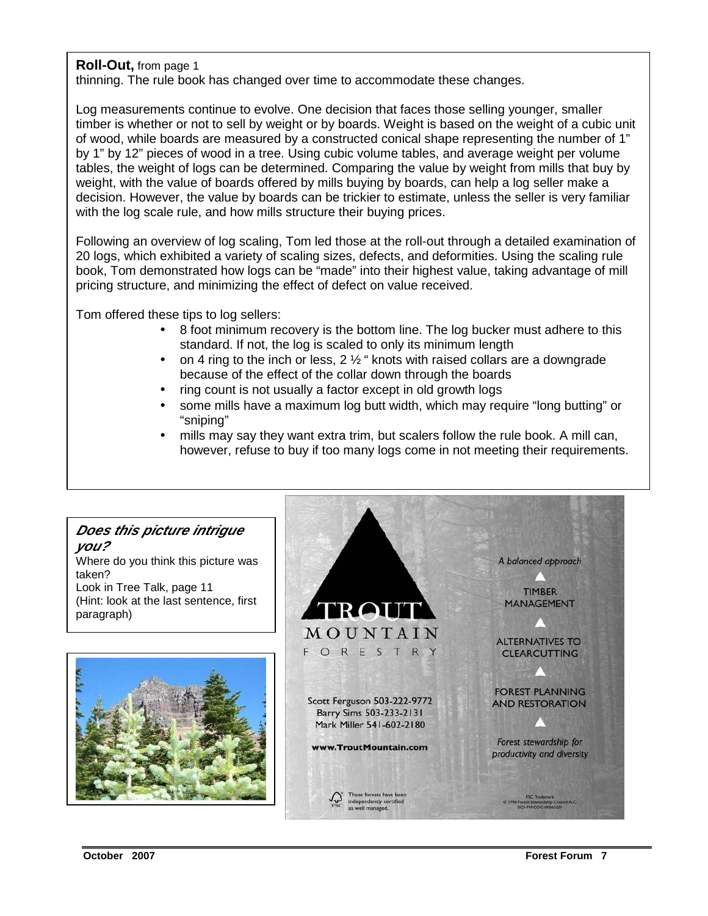**Roll-Out,** from page 1

thinning. The rule book has changed over time to accommodate these changes.

Log measurements continue to evolve. One decision that faces those selling younger, smaller timber is whether or not to sell by weight or by boards. Weight is based on the weight of a cubic unit of wood, while boards are measured by a constructed conical shape representing the number of 1" by 1" by 12" pieces of wood in a tree. Using cubic volume tables, and average weight per volume tables, the weight of logs can be determined. Comparing the value by weight from mills that buy by weight, with the value of boards offered by mills buying by boards, can help a log seller make a decision. However, the value by boards can be trickier to estimate, unless the seller is very familiar with the log scale rule, and how mills structure their buying prices.

Following an overview of log scaling, Tom led those at the roll-out through a detailed examination of 20 logs, which exhibited a variety of scaling sizes, defects, and deformities. Using the scaling rule book, Tom demonstrated how logs can be "made" into their highest value, taking advantage of mill pricing structure, and minimizing the effect of defect on value received.

Tom offered these tips to log sellers:

- 8 foot minimum recovery is the bottom line. The log bucker must adhere to this standard. If not, the log is scaled to only its minimum length
- on 4 ring to the inch or less, 2 ½ " knots with raised collars are a downgrade because of the effect of the collar down through the boards
- ring count is not usually a factor except in old growth logs
- some mills have a maximum log butt width, which may require "long butting" or "sniping"
- mills may say they want extra trim, but scalers follow the rule book. A mill can, however, refuse to buy if too many logs come in not meeting their requirements.

***Does this picture intrigue you?***

Where do you think this picture was taken?
Look in Tree Talk, page 11
(Hint: look at the last sentence, first paragraph)

**TROUT MOUNTAIN FORESTRY**

Scott Ferguson 503-222-9772
Barry Sims 503-233-2131
Mark Miller 541-602-2180

**www.TroutMountain.com**

*A balanced approach*

TIMBER MANAGEMENT

ALTERNATIVES TO CLEARCUTTING

FOREST PLANNING AND RESTORATION

*Forest stewardship for productivity and diversity*

These forests have been independently certified as well managed.

FSC Trademark
© 1996 Forest Stewardship Council A.C.
SCS-FM/COC-00062GN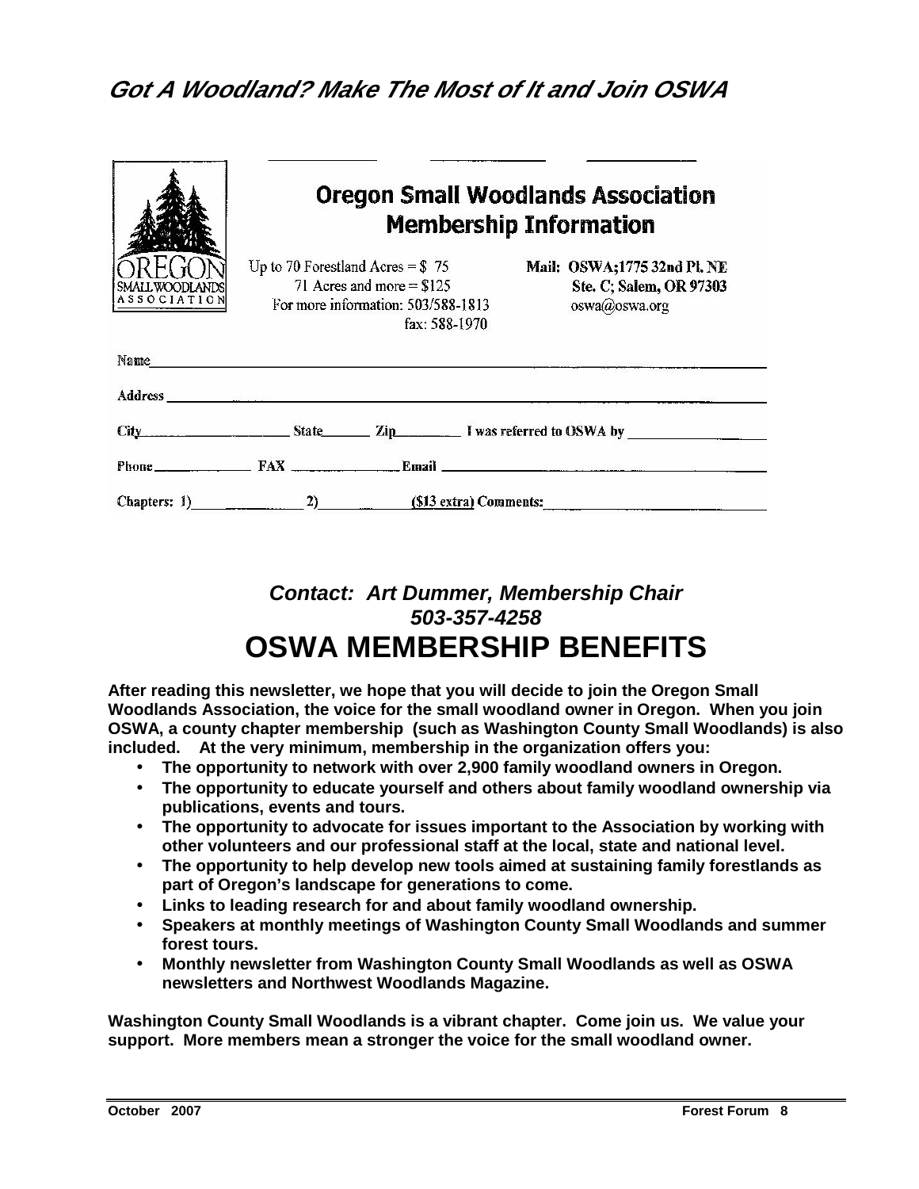## *Got A Woodland? Make The Most of It and Join OSWA*

**Oregon Small Woodlands Association**
**Membership Information**

OREGON SMALL WOODLANDS ASSOCIATION

Up to 70 Forestland Acres = $ 75
71 Acres and more = $125
For more information: 503/588-1813
fax: 588-1970

**Mail: OSWA;1775 32nd Pl. NE**
**Ste. C; Salem, OR 97303**
oswa@oswa.org

Name ____________________________________________

**Address** ____________________________________________

**City** ____________ **State** ______ **Zip** ________ **I was referred to OSWA by** ____________

**Phone** ____________ **FAX** ____________ **Email** ____________________

**Chapters: 1)** ____________ **2)** ____________ **($13 extra) Comments:** ____________

***Contact: Art Dummer, Membership Chair***
***503-357-4258***

# OSWA MEMBERSHIP BENEFITS

**After reading this newsletter, we hope that you will decide to join the Oregon Small Woodlands Association, the voice for the small woodland owner in Oregon. When you join OSWA, a county chapter membership (such as Washington County Small Woodlands) is also included. At the very minimum, membership in the organization offers you:**

- **The opportunity to network with over 2,900 family woodland owners in Oregon.**
- **The opportunity to educate yourself and others about family woodland ownership via publications, events and tours.**
- **The opportunity to advocate for issues important to the Association by working with other volunteers and our professional staff at the local, state and national level.**
- **The opportunity to help develop new tools aimed at sustaining family forestlands as part of Oregon's landscape for generations to come.**
- **Links to leading research for and about family woodland ownership.**
- **Speakers at monthly meetings of Washington County Small Woodlands and summer forest tours.**
- **Monthly newsletter from Washington County Small Woodlands as well as OSWA newsletters and Northwest Woodlands Magazine.**

**Washington County Small Woodlands is a vibrant chapter. Come join us. We value your support. More members mean a stronger the voice for the small woodland owner.**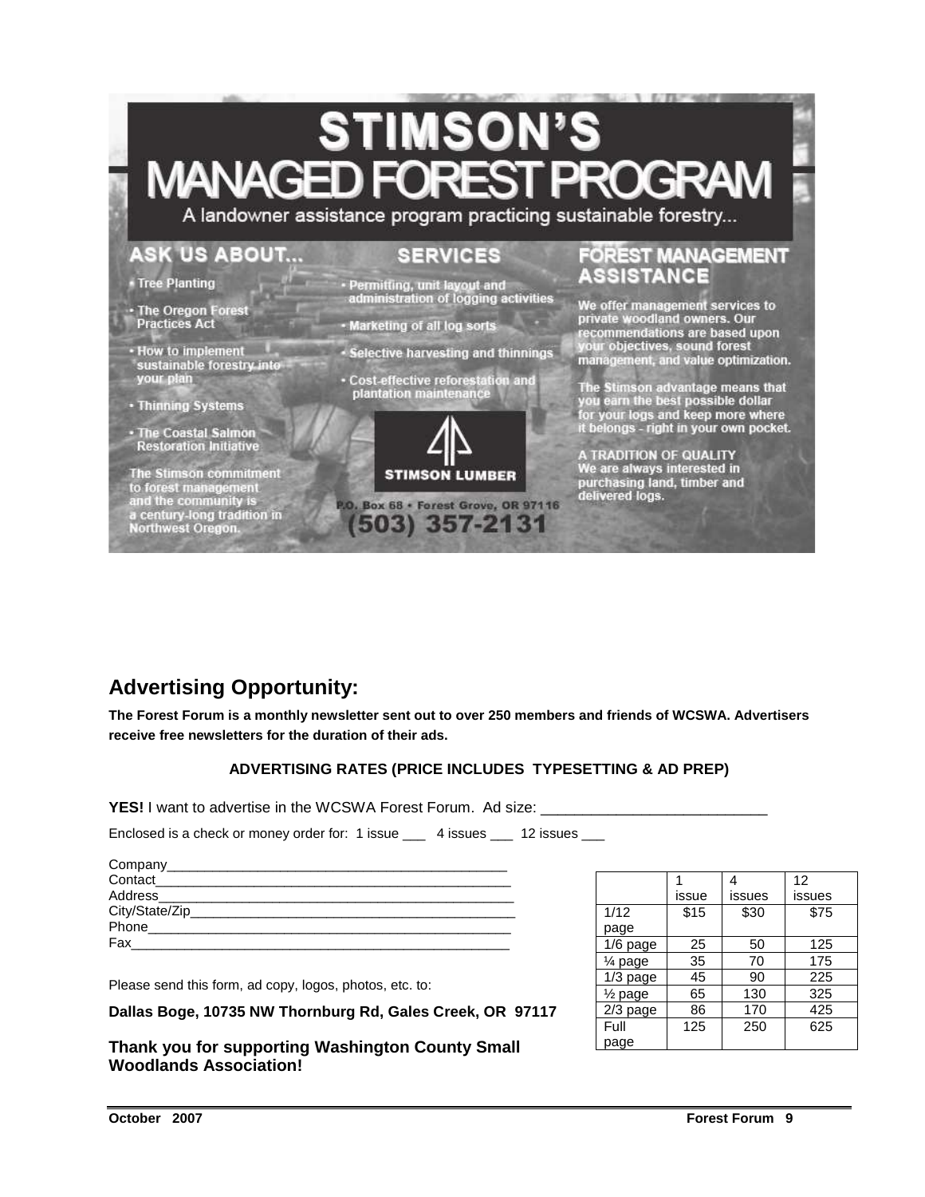# STIMSON'S MANAGED FOREST PROGRAM

A landowner assistance program practicing sustainable forestry...

## ASK US ABOUT...

- Tree Planting
- The Oregon Forest Practices Act
- How to implement sustainable forestry into your plan
- Thinning Systems
- The Coastal Salmon Restoration Initiative

The Stimson commitment to forest management and the community is a century-long tradition in Northwest Oregon.

## SERVICES

- Permitting, unit layout and administration of logging activities
- Marketing of all log sorts
- Selective harvesting and thinnings
- Cost-effective reforestation and plantation maintenance

STIMSON LUMBER

P.O. Box 68 • Forest Grove, OR 97116

(503) 357-2131

## FOREST MANAGEMENT ASSISTANCE

We offer management services to private woodland owners. Our recommendations are based upon your objectives, sound forest management, and value optimization.

The Stimson advantage means that you earn the best possible dollar for your logs and keep more where it belongs - right in your own pocket.

A TRADITION OF QUALITY
We are always interested in purchasing land, timber and delivered logs.

## Advertising Opportunity:

**The Forest Forum is a monthly newsletter sent out to over 250 members and friends of WCSWA. Advertisers receive free newsletters for the duration of their ads.**

**ADVERTISING RATES (PRICE INCLUDES TYPESETTING & AD PREP)**

**YES!** I want to advertise in the WCSWA Forest Forum. Ad size: ___________________________

Enclosed is a check or money order for: 1 issue ___ 4 issues ___ 12 issues ___

Company_____________________________________________
Contact______________________________________________
Address______________________________________________
City/State/Zip_________________________________________
Phone_______________________________________________
Fax_________________________________________________

| | 1 issue | 4 issues | 12 issues |
|---|---|---|---|
| 1/12 page | $15 | $30 | $75 |
| 1/6 page | 25 | 50 | 125 |
| ¼ page | 35 | 70 | 175 |
| 1/3 page | 45 | 90 | 225 |
| ½ page | 65 | 130 | 325 |
| 2/3 page | 86 | 170 | 425 |
| Full page | 125 | 250 | 625 |

Please send this form, ad copy, logos, photos, etc. to:

**Dallas Boge, 10735 NW Thornburg Rd, Gales Creek, OR 97117**

**Thank you for supporting Washington County Small Woodlands Association!**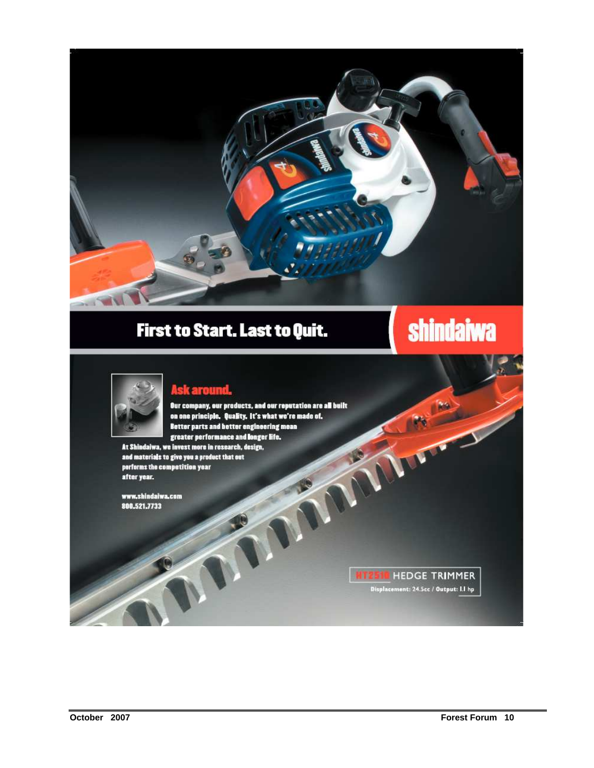# First to Start. Last to Quit.

**shindaiwa**

## Ask around.

Our company, our products, and our reputation are all built on one principle. Quality. It's what we're made of. Better parts and better engineering mean greater performance and longer life. At Shindaiwa, we invest more in research, design, and materials to give you a product that out performs the competition year after year.

www.shindaiwa.com
800.521.7733

**HT2510 HEDGE TRIMMER**
Displacement: 24.5cc / Output: 1.1 hp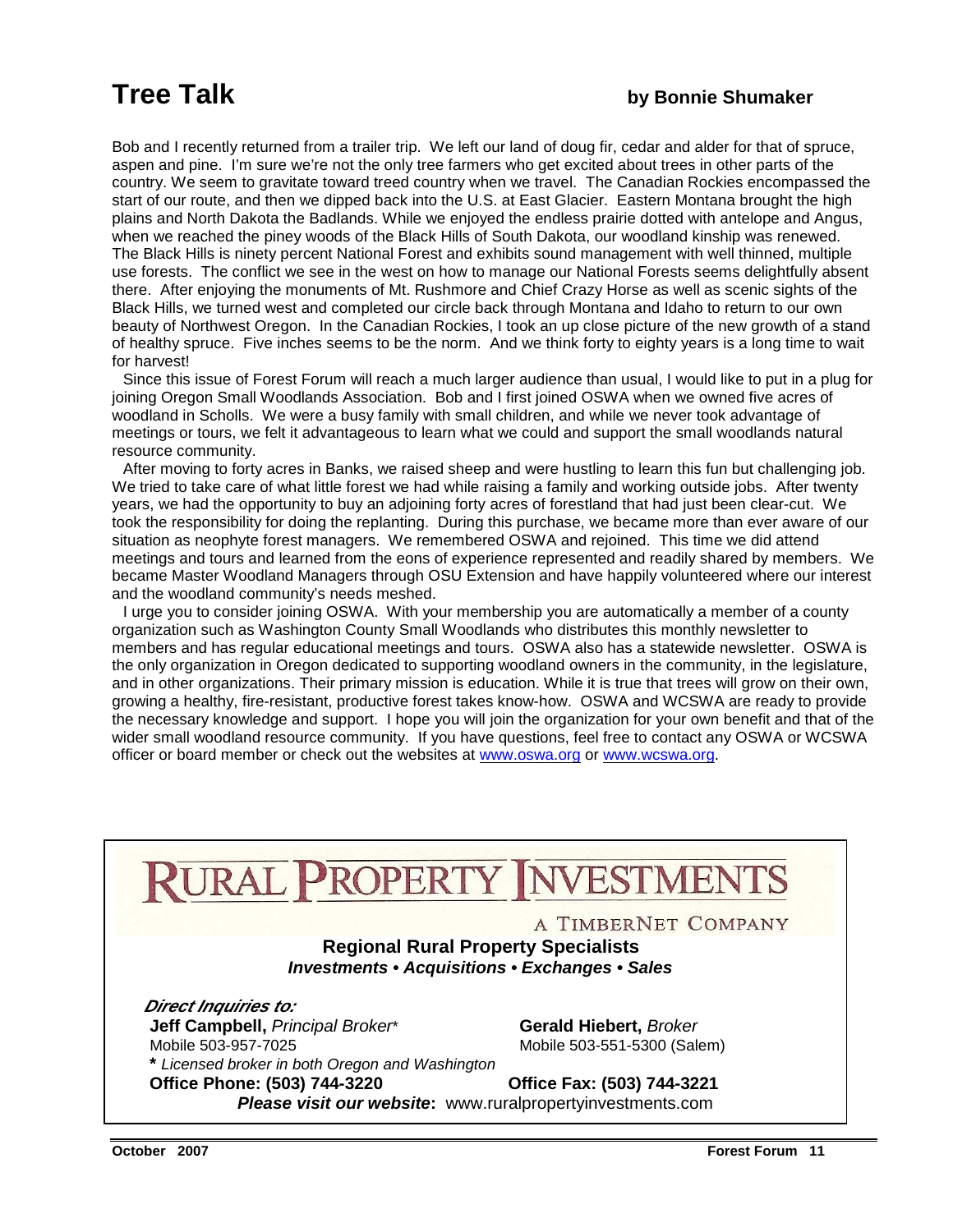# Tree Talk

**by Bonnie Shumaker**

Bob and I recently returned from a trailer trip. We left our land of doug fir, cedar and alder for that of spruce, aspen and pine. I'm sure we're not the only tree farmers who get excited about trees in other parts of the country. We seem to gravitate toward treed country when we travel. The Canadian Rockies encompassed the start of our route, and then we dipped back into the U.S. at East Glacier. Eastern Montana brought the high plains and North Dakota the Badlands. While we enjoyed the endless prairie dotted with antelope and Angus, when we reached the piney woods of the Black Hills of South Dakota, our woodland kinship was renewed. The Black Hills is ninety percent National Forest and exhibits sound management with well thinned, multiple use forests. The conflict we see in the west on how to manage our National Forests seems delightfully absent there. After enjoying the monuments of Mt. Rushmore and Chief Crazy Horse as well as scenic sights of the Black Hills, we turned west and completed our circle back through Montana and Idaho to return to our own beauty of Northwest Oregon. In the Canadian Rockies, I took an up close picture of the new growth of a stand of healthy spruce. Five inches seems to be the norm. And we think forty to eighty years is a long time to wait for harvest!

Since this issue of Forest Forum will reach a much larger audience than usual, I would like to put in a plug for joining Oregon Small Woodlands Association. Bob and I first joined OSWA when we owned five acres of woodland in Scholls. We were a busy family with small children, and while we never took advantage of meetings or tours, we felt it advantageous to learn what we could and support the small woodlands natural resource community.

After moving to forty acres in Banks, we raised sheep and were hustling to learn this fun but challenging job. We tried to take care of what little forest we had while raising a family and working outside jobs. After twenty years, we had the opportunity to buy an adjoining forty acres of forestland that had just been clear-cut. We took the responsibility for doing the replanting. During this purchase, we became more than ever aware of our situation as neophyte forest managers. We remembered OSWA and rejoined. This time we did attend meetings and tours and learned from the eons of experience represented and readily shared by members. We became Master Woodland Managers through OSU Extension and have happily volunteered where our interest and the woodland community's needs meshed.

I urge you to consider joining OSWA. With your membership you are automatically a member of a county organization such as Washington County Small Woodlands who distributes this monthly newsletter to members and has regular educational meetings and tours. OSWA also has a statewide newsletter. OSWA is the only organization in Oregon dedicated to supporting woodland owners in the community, in the legislature, and in other organizations. Their primary mission is education. While it is true that trees will grow on their own, growing a healthy, fire-resistant, productive forest takes know-how. OSWA and WCSWA are ready to provide the necessary knowledge and support. I hope you will join the organization for your own benefit and that of the wider small woodland resource community. If you have questions, feel free to contact any OSWA or WCSWA officer or board member or check out the websites at www.oswa.org or www.wcswa.org.

---

# RURAL PROPERTY INVESTMENTS

A TIMBERNET COMPANY

**Regional Rural Property Specialists**

***Investments • Acquisitions • Exchanges • Sales***

***Direct Inquiries to:***

**Jeff Campbell,** *Principal Broker**
Mobile 503-957-7025
**\*** *Licensed broker in both Oregon and Washington*

**Gerald Hiebert,** *Broker*
Mobile 503-551-5300 (Salem)

**Office Phone: (503) 744-3220** **Office Fax: (503) 744-3221**

***Please visit our website*:** www.ruralpropertyinvestments.com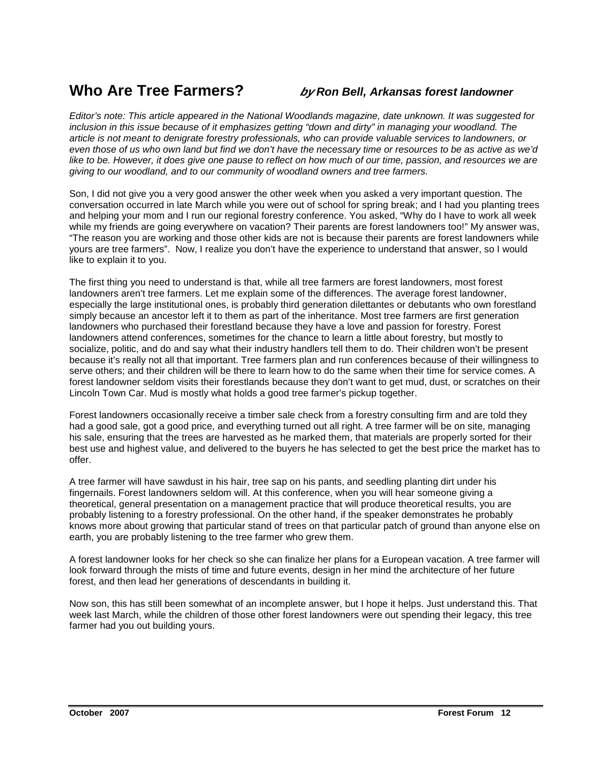# Who Are Tree Farmers? *by Ron Bell, Arkansas forest landowner*

*Editor's note: This article appeared in the National Woodlands magazine, date unknown. It was suggested for inclusion in this issue because of it emphasizes getting "down and dirty" in managing your woodland. The article is not meant to denigrate forestry professionals, who can provide valuable services to landowners, or even those of us who own land but find we don't have the necessary time or resources to be as active as we'd like to be. However, it does give one pause to reflect on how much of our time, passion, and resources we are giving to our woodland, and to our community of woodland owners and tree farmers.*

Son, I did not give you a very good answer the other week when you asked a very important question. The conversation occurred in late March while you were out of school for spring break; and I had you planting trees and helping your mom and I run our regional forestry conference. You asked, "Why do I have to work all week while my friends are going everywhere on vacation? Their parents are forest landowners too!" My answer was, "The reason you are working and those other kids are not is because their parents are forest landowners while yours are tree farmers". Now, I realize you don't have the experience to understand that answer, so I would like to explain it to you.

The first thing you need to understand is that, while all tree farmers are forest landowners, most forest landowners aren't tree farmers. Let me explain some of the differences. The average forest landowner, especially the large institutional ones, is probably third generation dilettantes or debutants who own forestland simply because an ancestor left it to them as part of the inheritance. Most tree farmers are first generation landowners who purchased their forestland because they have a love and passion for forestry. Forest landowners attend conferences, sometimes for the chance to learn a little about forestry, but mostly to socialize, politic, and do and say what their industry handlers tell them to do. Their children won't be present because it's really not all that important. Tree farmers plan and run conferences because of their willingness to serve others; and their children will be there to learn how to do the same when their time for service comes. A forest landowner seldom visits their forestlands because they don't want to get mud, dust, or scratches on their Lincoln Town Car. Mud is mostly what holds a good tree farmer's pickup together.

Forest landowners occasionally receive a timber sale check from a forestry consulting firm and are told they had a good sale, got a good price, and everything turned out all right. A tree farmer will be on site, managing his sale, ensuring that the trees are harvested as he marked them, that materials are properly sorted for their best use and highest value, and delivered to the buyers he has selected to get the best price the market has to offer.

A tree farmer will have sawdust in his hair, tree sap on his pants, and seedling planting dirt under his fingernails. Forest landowners seldom will. At this conference, when you will hear someone giving a theoretical, general presentation on a management practice that will produce theoretical results, you are probably listening to a forestry professional. On the other hand, if the speaker demonstrates he probably knows more about growing that particular stand of trees on that particular patch of ground than anyone else on earth, you are probably listening to the tree farmer who grew them.

A forest landowner looks for her check so she can finalize her plans for a European vacation. A tree farmer will look forward through the mists of time and future events, design in her mind the architecture of her future forest, and then lead her generations of descendants in building it.

Now son, this has still been somewhat of an incomplete answer, but I hope it helps. Just understand this. That week last March, while the children of those other forest landowners were out spending their legacy, this tree farmer had you out building yours.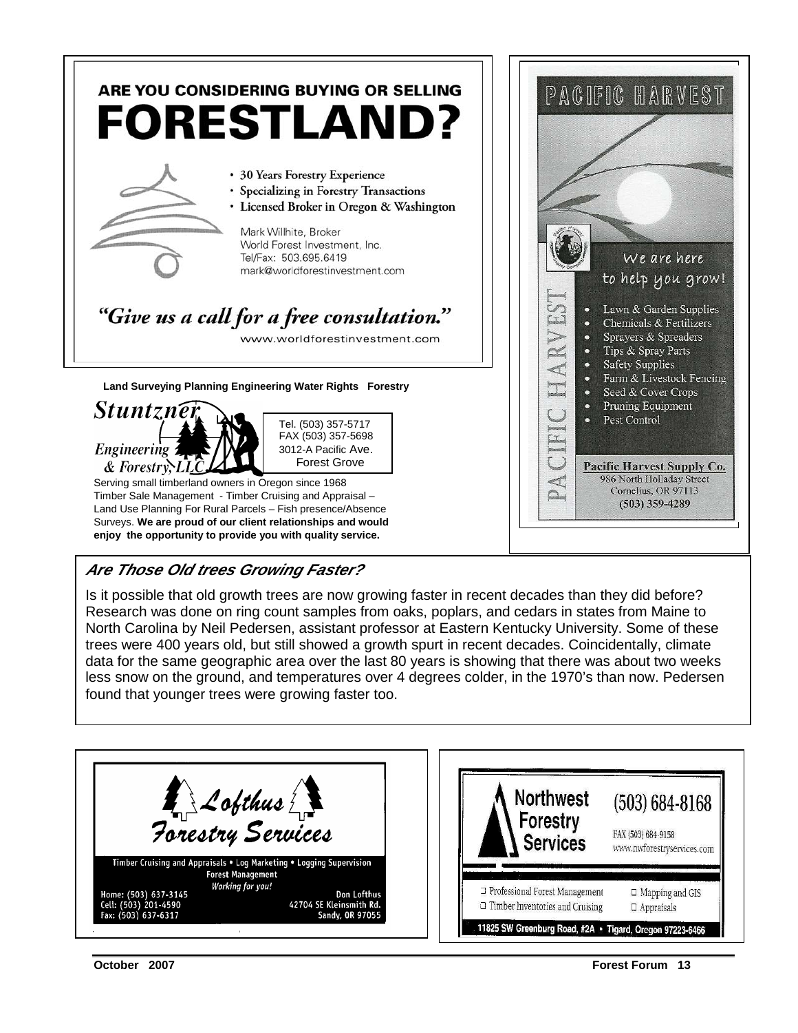## ARE YOU CONSIDERING BUYING OR SELLING FORESTLAND?

- 30 Years Forestry Experience
- Specializing in Forestry Transactions
- Licensed Broker in Oregon & Washington

Mark Willhite, Broker
World Forest Investment, Inc.
Tel/Fax: 503.695.6419
mark@worldforestinvestment.com

*"Give us a call for a free consultation."*

www.worldforestinvestment.com

---

**Land Surveying Planning Engineering Water Rights Forestry**

**Stuntzner Engineering & Forestry, LLC**

Tel. (503) 357-5717
FAX (503) 357-5698
3012-A Pacific Ave.
Forest Grove

Serving small timberland owners in Oregon since 1968
Timber Sale Management - Timber Cruising and Appraisal – Land Use Planning For Rural Parcels – Fish presence/Absence Surveys. **We are proud of our client relationships and would enjoy the opportunity to provide you with quality service.**

---

**PACIFIC HARVEST**

*We are here to help you grow!*

- Lawn & Garden Supplies
- Chemicals & Fertilizers
- Sprayers & Spreaders
- Tips & Spray Parts
- Safety Supplies
- Farm & Livestock Fencing
- Seed & Cover Crops
- Pruning Equipment
- Pest Control

**Pacific Harvest Supply Co.**
986 North Holladay Street
Cornelius, OR 97113
(503) 359-4289

---

## *Are Those Old trees Growing Faster?*

Is it possible that old growth trees are now growing faster in recent decades than they did before? Research was done on ring count samples from oaks, poplars, and cedars in states from Maine to North Carolina by Neil Pedersen, assistant professor at Eastern Kentucky University. Some of these trees were 400 years old, but still showed a growth spurt in recent decades. Coincidentally, climate data for the same geographic area over the last 80 years is showing that there was about two weeks less snow on the ground, and temperatures over 4 degrees colder, in the 1970's than now. Pedersen found that younger trees were growing faster too.

---

**Lofthus Forestry Services**

Timber Cruising and Appraisals • Log Marketing • Logging Supervision
Forest Management
*Working for you!*

Home: (503) 637-3145
Cell: (503) 201-4590
Fax: (503) 637-6317

Don Lofthus
42704 SE Kleinsmith Rd.
Sandy, OR 97055

---

**Northwest Forestry Services**

(503) 684-8168
FAX (503) 684-9158
www.nwforestryservices.com

- Professional Forest Management
- Timber Inventories and Cruising
- Mapping and GIS
- Appraisals

**11825 SW Greenburg Road, #2A • Tigard, Oregon 97223-6466**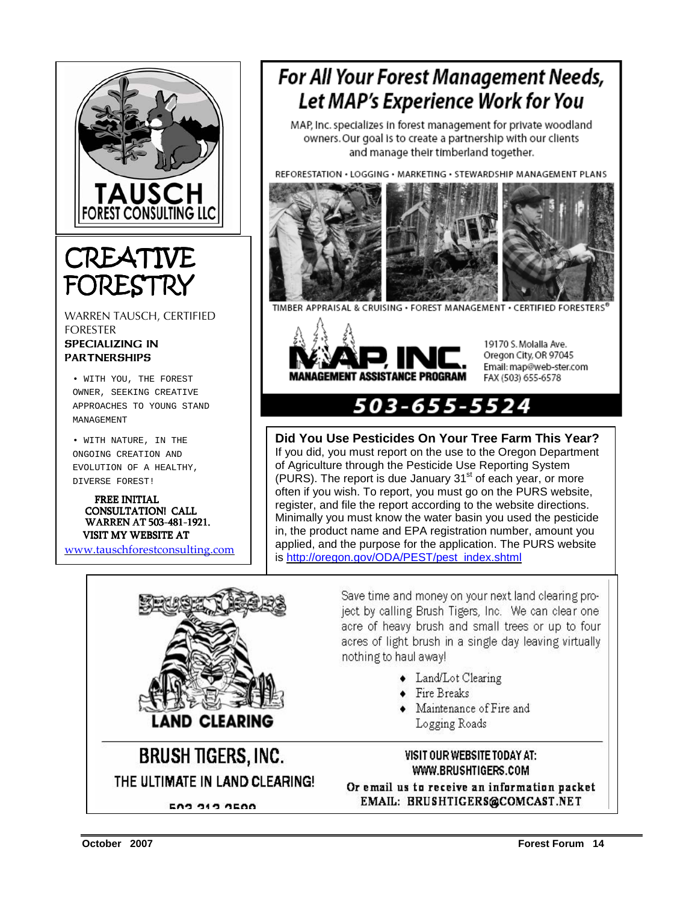TAUSCH FOREST CONSULTING LLC

# CREATIVE FORESTRY

WARREN TAUSCH, CERTIFIED FORESTER

**SPECIALIZING IN PARTNERSHIPS**

• WITH YOU, THE FOREST OWNER, SEEKING CREATIVE APPROACHES TO YOUNG STAND MANAGEMENT

• WITH NATURE, IN THE ONGOING CREATION AND EVOLUTION OF A HEALTHY, DIVERSE FOREST!

FREE INITIAL CONSULTATION! CALL WARREN AT 503-481-1921.
VISIT MY WEBSITE AT
www.tauschforestconsulting.com

# For All Your Forest Management Needs, Let MAP's Experience Work for You

MAP, Inc. specializes in forest management for private woodland owners. Our goal is to create a partnership with our clients and manage their timberland together.

REFORESTATION • LOGGING • MARKETING • STEWARDSHIP MANAGEMENT PLANS

TIMBER APPRAISAL & CRUISING • FOREST MANAGEMENT • CERTIFIED FORESTERS®

MAP, INC.
MANAGEMENT ASSISTANCE PROGRAM

19170 S. Molalla Ave.
Oregon City, OR 97045
Email: map@web-ster.com
FAX (503) 655-6578

**503-655-5524**

**Did You Use Pesticides On Your Tree Farm This Year?**
If you did, you must report on the use to the Oregon Department of Agriculture through the Pesticide Use Reporting System (PURS). The report is due January 31st of each year, or more often if you wish. To report, you must go on the PURS website, register, and file the report according to the website directions. Minimally you must know the water basin you used the pesticide in, the product name and EPA registration number, amount you applied, and the purpose for the application. The PURS website is http://oregon.gov/ODA/PEST/pest_index.shtml

BRUSH TIGERS
LAND CLEARING

Save time and money on your next land clearing project by calling Brush Tigers, Inc. We can clear one acre of heavy brush and small trees or up to four acres of light brush in a single day leaving virtually nothing to haul away!

- Land/Lot Clearing
- Fire Breaks
- Maintenance of Fire and Logging Roads

**BRUSH TIGERS, INC.**
THE ULTIMATE IN LAND CLEARING!
503-313-2599

VISIT OUR WEBSITE TODAY AT:
WWW.BRUSHTIGERS.COM
Or email us to receive an information packet
EMAIL: BRUSHTIGERS@COMCAST.NET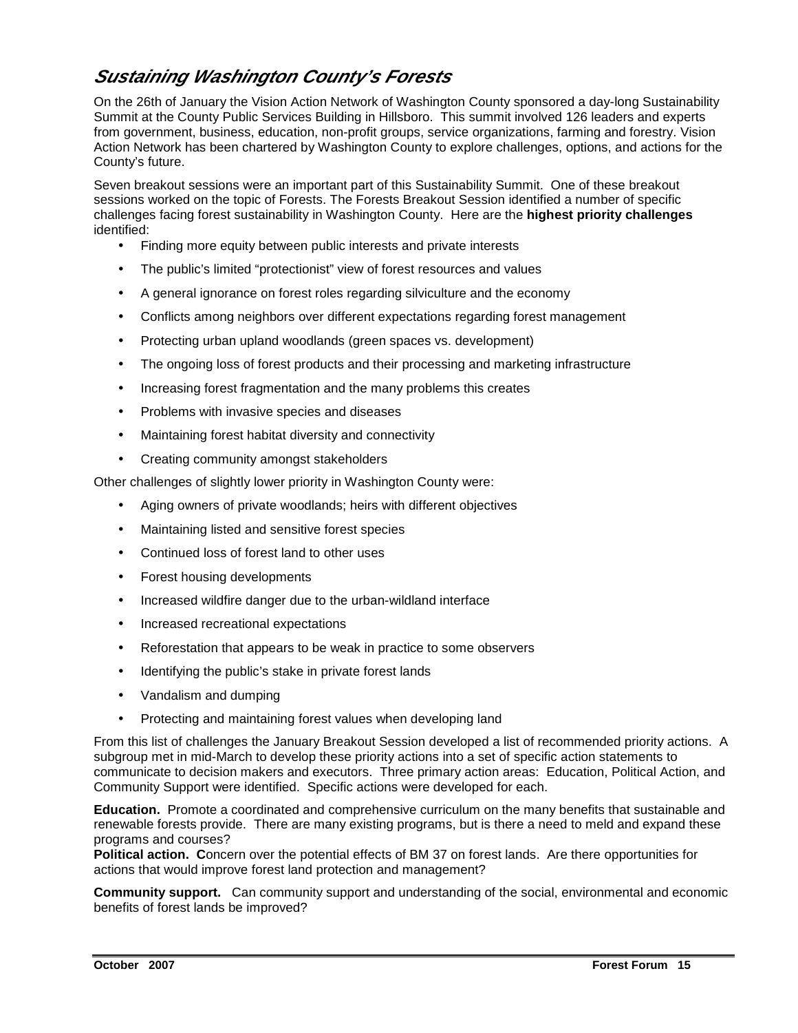## *Sustaining Washington County's Forests*

On the 26th of January the Vision Action Network of Washington County sponsored a day-long Sustainability Summit at the County Public Services Building in Hillsboro. This summit involved 126 leaders and experts from government, business, education, non-profit groups, service organizations, farming and forestry. Vision Action Network has been chartered by Washington County to explore challenges, options, and actions for the County's future.

Seven breakout sessions were an important part of this Sustainability Summit. One of these breakout sessions worked on the topic of Forests. The Forests Breakout Session identified a number of specific challenges facing forest sustainability in Washington County. Here are the **highest priority challenges** identified:

- Finding more equity between public interests and private interests
- The public's limited "protectionist" view of forest resources and values
- A general ignorance on forest roles regarding silviculture and the economy
- Conflicts among neighbors over different expectations regarding forest management
- Protecting urban upland woodlands (green spaces vs. development)
- The ongoing loss of forest products and their processing and marketing infrastructure
- Increasing forest fragmentation and the many problems this creates
- Problems with invasive species and diseases
- Maintaining forest habitat diversity and connectivity
- Creating community amongst stakeholders

Other challenges of slightly lower priority in Washington County were:

- Aging owners of private woodlands; heirs with different objectives
- Maintaining listed and sensitive forest species
- Continued loss of forest land to other uses
- Forest housing developments
- Increased wildfire danger due to the urban-wildland interface
- Increased recreational expectations
- Reforestation that appears to be weak in practice to some observers
- Identifying the public's stake in private forest lands
- Vandalism and dumping
- Protecting and maintaining forest values when developing land

From this list of challenges the January Breakout Session developed a list of recommended priority actions. A subgroup met in mid-March to develop these priority actions into a set of specific action statements to communicate to decision makers and executors. Three primary action areas: Education, Political Action, and Community Support were identified. Specific actions were developed for each.

**Education.** Promote a coordinated and comprehensive curriculum on the many benefits that sustainable and renewable forests provide. There are many existing programs, but is there a need to meld and expand these programs and courses?

**Political action. C**oncern over the potential effects of BM 37 on forest lands. Are there opportunities for actions that would improve forest land protection and management?

**Community support.** Can community support and understanding of the social, environmental and economic benefits of forest lands be improved?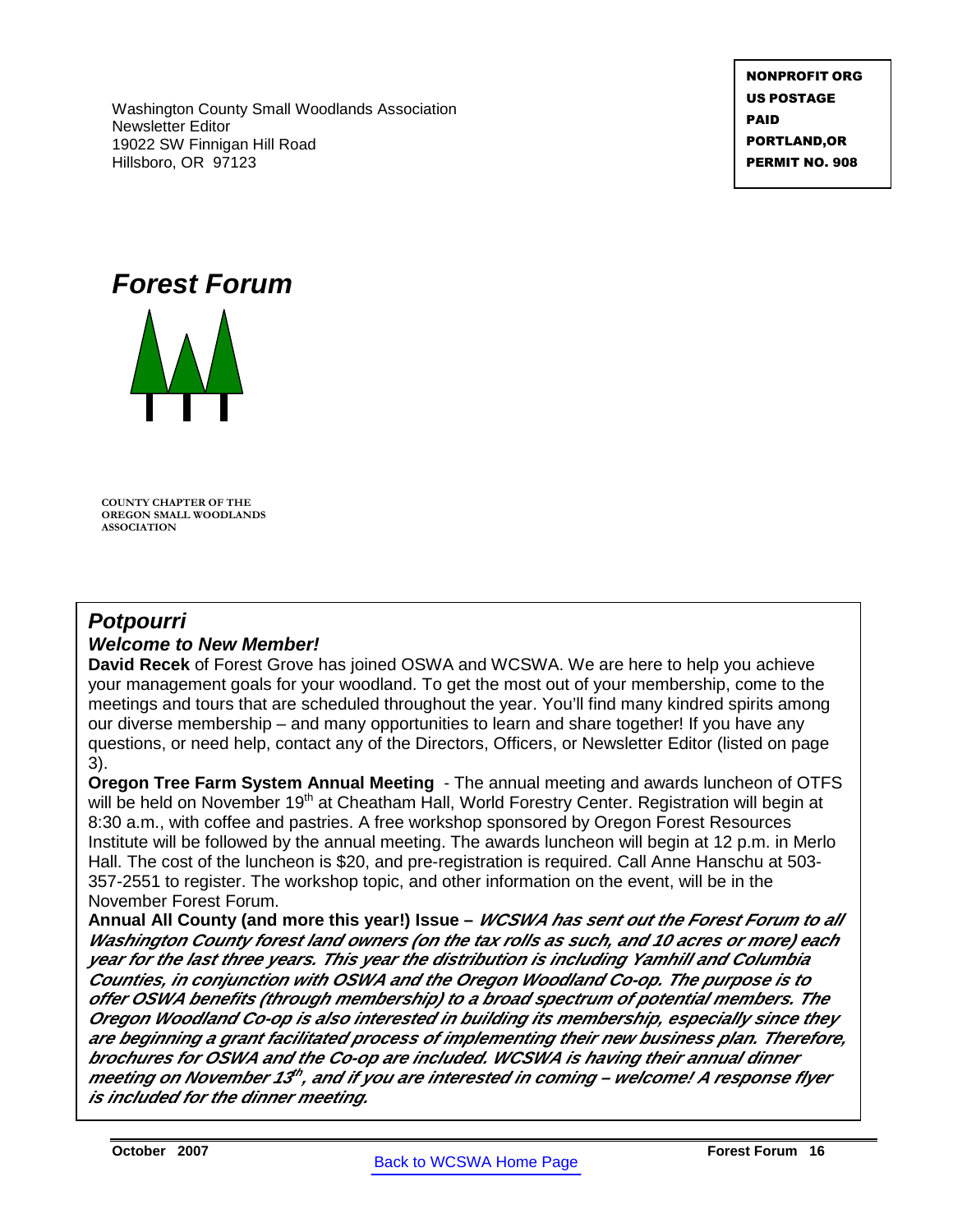Washington County Small Woodlands Association
Newsletter Editor
19022 SW Finnigan Hill Road
Hillsboro, OR 97123

NONPROFIT ORG
US POSTAGE
PAID
PORTLAND,OR
PERMIT NO. 908

# *Forest Forum*

COUNTY CHAPTER OF THE
OREGON SMALL WOODLANDS
ASSOCIATION

## *Potpourri*

### *Welcome to New Member!*

**David Recek** of Forest Grove has joined OSWA and WCSWA. We are here to help you achieve your management goals for your woodland. To get the most out of your membership, come to the meetings and tours that are scheduled throughout the year. You'll find many kindred spirits among our diverse membership – and many opportunities to learn and share together! If you have any questions, or need help, contact any of the Directors, Officers, or Newsletter Editor (listed on page 3).

**Oregon Tree Farm System Annual Meeting** - The annual meeting and awards luncheon of OTFS will be held on November 19th at Cheatham Hall, World Forestry Center. Registration will begin at 8:30 a.m., with coffee and pastries. A free workshop sponsored by Oregon Forest Resources Institute will be followed by the annual meeting. The awards luncheon will begin at 12 p.m. in Merlo Hall. The cost of the luncheon is $20, and pre-registration is required. Call Anne Hanschu at 503-357-2551 to register. The workshop topic, and other information on the event, will be in the November Forest Forum.

**Annual All County (and more this year!) Issue –** ***WCSWA has sent out the Forest Forum to all Washington County forest land owners (on the tax rolls as such, and 10 acres or more) each year for the last three years. This year the distribution is including Yamhill and Columbia Counties, in conjunction with OSWA and the Oregon Woodland Co-op. The purpose is to offer OSWA benefits (through membership) to a broad spectrum of potential members. The Oregon Woodland Co-op is also interested in building its membership, especially since they are beginning a grant facilitated process of implementing their new business plan. Therefore, brochures for OSWA and the Co-op are included. WCSWA is having their annual dinner meeting on November 13th, and if you are interested in coming – welcome! A response flyer is included for the dinner meeting.***

Back to WCSWA Home Page